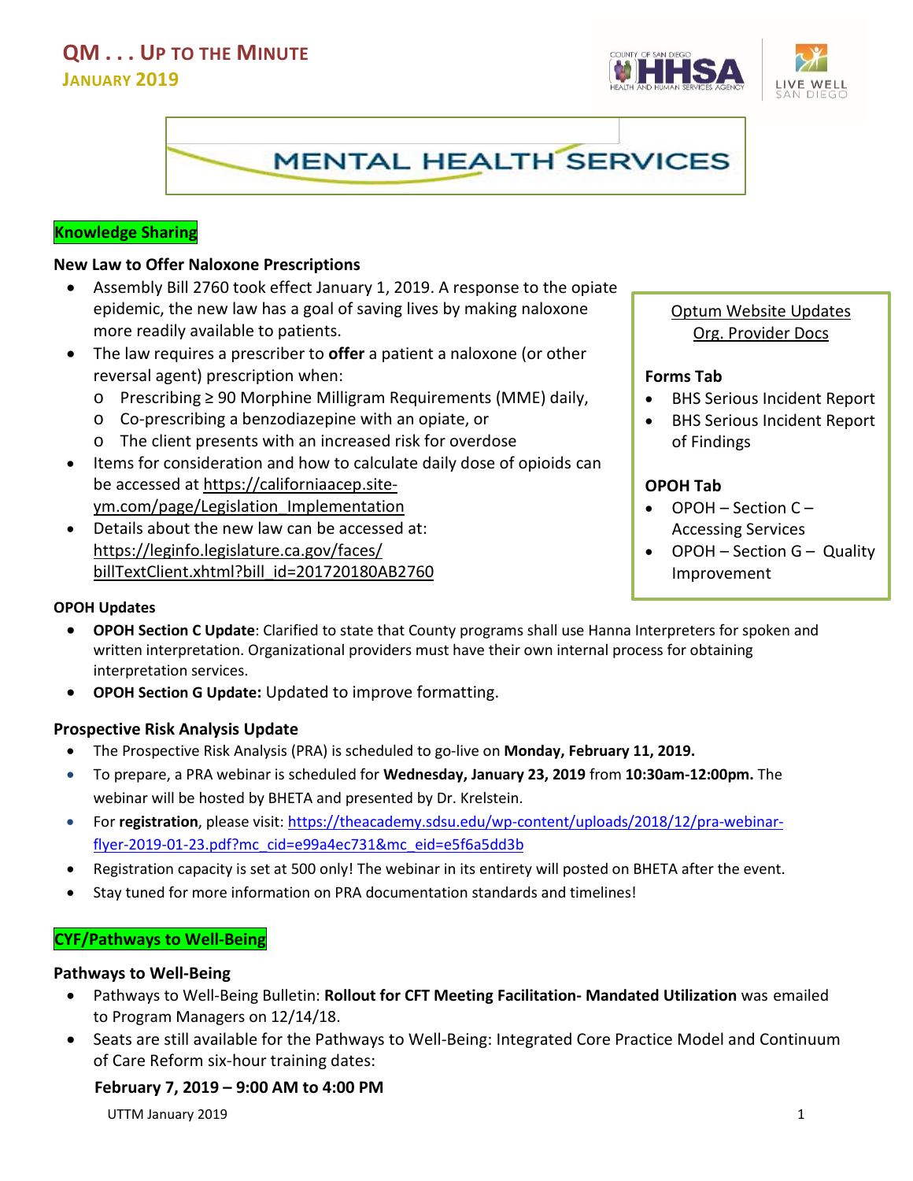# QM . . . UP TO THE MINUTE

## JANUARY 2019

## MENTAL HEALTH SERVICES

**Knowledge Sharing**

### New Law to Offer Naloxone Prescriptions

- Assembly Bill 2760 took effect January 1, 2019. A response to the opiate epidemic, the new law has a goal of saving lives by making naloxone more readily available to patients.
- The law requires a prescriber to **offer** a patient a naloxone (or other reversal agent) prescription when:
  - Prescribing ≥ 90 Morphine Milligram Requirements (MME) daily,
  - Co-prescribing a benzodiazepine with an opiate, or
  - The client presents with an increased risk for overdose
- Items for consideration and how to calculate daily dose of opioids can be accessed at https://californiaacep.site-ym.com/page/Legislation_Implementation
- Details about the new law can be accessed at: https://leginfo.legislature.ca.gov/faces/billTextClient.xhtml?bill_id=201720180AB2760

**Optum Website Updates**
**Org. Provider Docs**

**Forms Tab**

- BHS Serious Incident Report
- BHS Serious Incident Report of Findings

**OPOH Tab**

- OPOH – Section C – Accessing Services
- OPOH – Section G – Quality Improvement

### OPOH Updates

- **OPOH Section C Update**: Clarified to state that County programs shall use Hanna Interpreters for spoken and written interpretation. Organizational providers must have their own internal process for obtaining interpretation services.
- **OPOH Section G Update:** Updated to improve formatting.

### Prospective Risk Analysis Update

- The Prospective Risk Analysis (PRA) is scheduled to go-live on **Monday, February 11, 2019.**
- To prepare, a PRA webinar is scheduled for **Wednesday, January 23, 2019** from **10:30am-12:00pm.** The webinar will be hosted by BHETA and presented by Dr. Krelstein.
- For **registration**, please visit: https://theacademy.sdsu.edu/wp-content/uploads/2018/12/pra-webinar-flyer-2019-01-23.pdf?mc_cid=e99a4ec731&mc_eid=e5f6a5dd3b
- Registration capacity is set at 500 only! The webinar in its entirety will posted on BHETA after the event.
- Stay tuned for more information on PRA documentation standards and timelines!

**CYF/Pathways to Well-Being**

### Pathways to Well-Being

- Pathways to Well-Being Bulletin: **Rollout for CFT Meeting Facilitation- Mandated Utilization** was emailed to Program Managers on 12/14/18.
- Seats are still available for the Pathways to Well-Being: Integrated Core Practice Model and Continuum of Care Reform six-hour training dates:

**February 7, 2019 – 9:00 AM to 4:00 PM**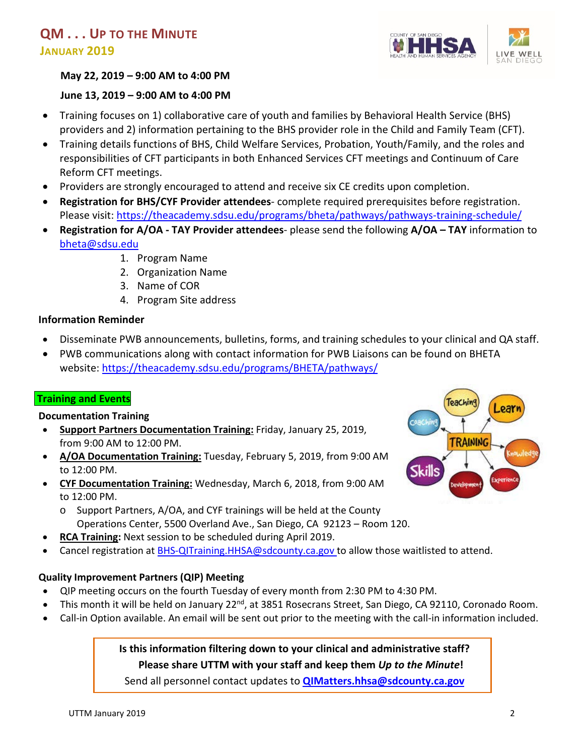**May 22, 2019 – 9:00 AM to 4:00 PM**

**June 13, 2019 – 9:00 AM to 4:00 PM**

- Training focuses on 1) collaborative care of youth and families by Behavioral Health Service (BHS) providers and 2) information pertaining to the BHS provider role in the Child and Family Team (CFT).
- Training details functions of BHS, Child Welfare Services, Probation, Youth/Family, and the roles and responsibilities of CFT participants in both Enhanced Services CFT meetings and Continuum of Care Reform CFT meetings.
- Providers are strongly encouraged to attend and receive six CE credits upon completion.
- **Registration for BHS/CYF Provider attendees**- complete required prerequisites before registration. Please visit: https://theacademy.sdsu.edu/programs/bheta/pathways/pathways-training-schedule/
- **Registration for A/OA - TAY Provider attendees**- please send the following **A/OA – TAY** information to bheta@sdsu.edu
  1. Program Name
  2. Organization Name
  3. Name of COR
  4. Program Site address

**Information Reminder**

- Disseminate PWB announcements, bulletins, forms, and training schedules to your clinical and QA staff.
- PWB communications along with contact information for PWB Liaisons can be found on BHETA website: https://theacademy.sdsu.edu/programs/BHETA/pathways/

## Training and Events

**Documentation Training**

- **Support Partners Documentation Training:** Friday, January 25, 2019, from 9:00 AM to 12:00 PM.
- **A/OA Documentation Training:** Tuesday, February 5, 2019, from 9:00 AM to 12:00 PM.
- **CYF Documentation Training:** Wednesday, March 6, 2018, from 9:00 AM to 12:00 PM.
  - Support Partners, A/OA, and CYF trainings will be held at the County Operations Center, 5500 Overland Ave., San Diego, CA 92123 – Room 120.
- **RCA Training:** Next session to be scheduled during April 2019.
- Cancel registration at BHS-QITraining.HHSA@sdcounty.ca.gov to allow those waitlisted to attend.

**Quality Improvement Partners (QIP) Meeting**

- QIP meeting occurs on the fourth Tuesday of every month from 2:30 PM to 4:30 PM.
- This month it will be held on January 22nd, at 3851 Rosecrans Street, San Diego, CA 92110, Coronado Room.
- Call-in Option available. An email will be sent out prior to the meeting with the call-in information included.

**Is this information filtering down to your clinical and administrative staff?**
**Please share UTTM with your staff and keep them *Up to the Minute*!**
Send all personnel contact updates to **QIMatters.hhsa@sdcounty.ca.gov**